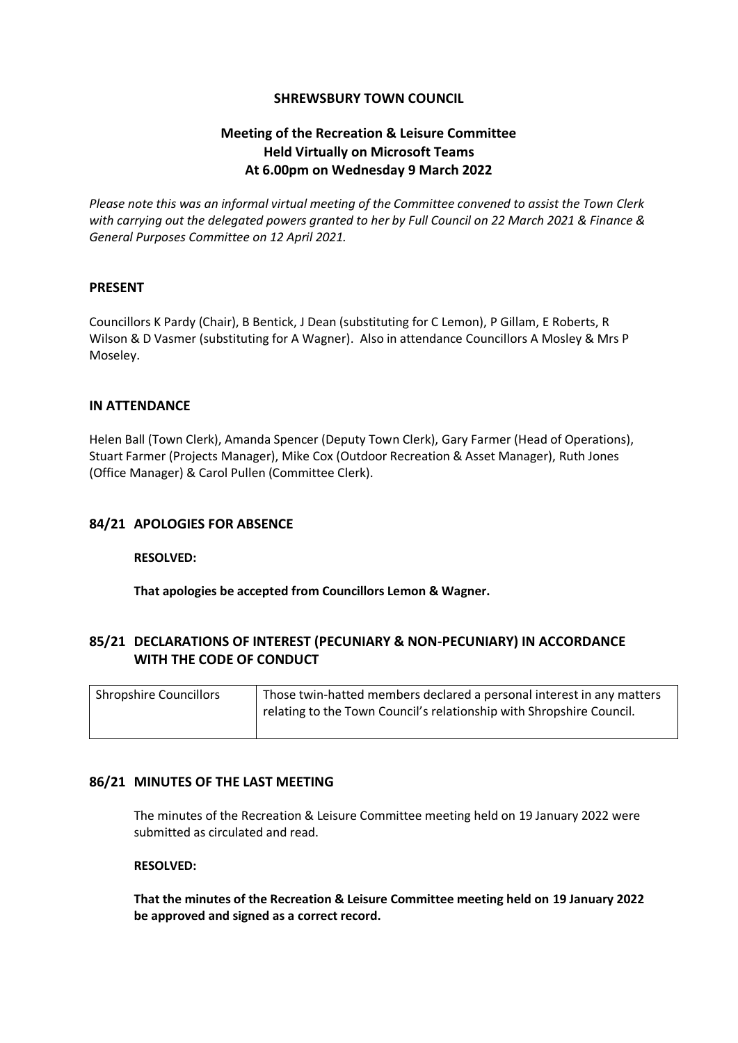**SHREWSBURY TOWN COUNCIL**

**Meeting of the Recreation & Leisure Committee**
**Held Virtually on Microsoft Teams**
**At 6.00pm on Wednesday 9 March 2022**

*Please note this was an informal virtual meeting of the Committee convened to assist the Town Clerk with carrying out the delegated powers granted to her by Full Council on 22 March 2021 & Finance & General Purposes Committee on 12 April 2021.*

## PRESENT

Councillors K Pardy (Chair), B Bentick, J Dean (substituting for C Lemon), P Gillam, E Roberts, R Wilson & D Vasmer (substituting for A Wagner). Also in attendance Councillors A Mosley & Mrs P Moseley.

## IN ATTENDANCE

Helen Ball (Town Clerk), Amanda Spencer (Deputy Town Clerk), Gary Farmer (Head of Operations), Stuart Farmer (Projects Manager), Mike Cox (Outdoor Recreation & Asset Manager), Ruth Jones (Office Manager) & Carol Pullen (Committee Clerk).

## 84/21 APOLOGIES FOR ABSENCE

**RESOLVED:**

**That apologies be accepted from Councillors Lemon & Wagner.**

## 85/21 DECLARATIONS OF INTEREST (PECUNIARY & NON-PECUNIARY) IN ACCORDANCE WITH THE CODE OF CONDUCT

| | |
|---|---|
| Shropshire Councillors | Those twin-hatted members declared a personal interest in any matters relating to the Town Council's relationship with Shropshire Council. |

## 86/21 MINUTES OF THE LAST MEETING

The minutes of the Recreation & Leisure Committee meeting held on 19 January 2022 were submitted as circulated and read.

**RESOLVED:**

**That the minutes of the Recreation & Leisure Committee meeting held on 19 January 2022 be approved and signed as a correct record.**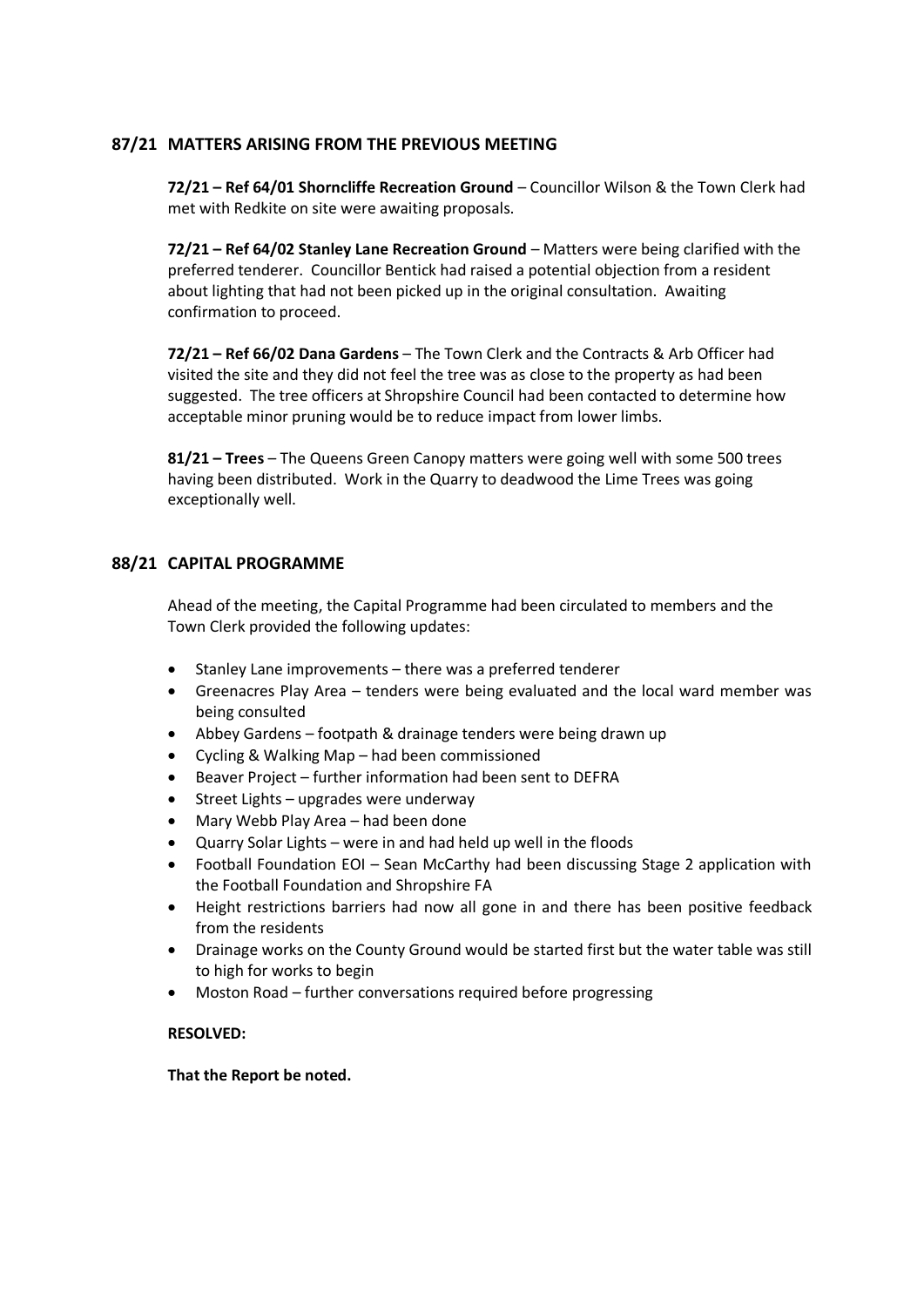## 87/21 MATTERS ARISING FROM THE PREVIOUS MEETING

**72/21 – Ref 64/01 Shorncliffe Recreation Ground** – Councillor Wilson & the Town Clerk had met with Redkite on site were awaiting proposals.

**72/21 – Ref 64/02 Stanley Lane Recreation Ground** – Matters were being clarified with the preferred tenderer. Councillor Bentick had raised a potential objection from a resident about lighting that had not been picked up in the original consultation. Awaiting confirmation to proceed.

**72/21 – Ref 66/02 Dana Gardens** – The Town Clerk and the Contracts & Arb Officer had visited the site and they did not feel the tree was as close to the property as had been suggested. The tree officers at Shropshire Council had been contacted to determine how acceptable minor pruning would be to reduce impact from lower limbs.

**81/21 – Trees** – The Queens Green Canopy matters were going well with some 500 trees having been distributed. Work in the Quarry to deadwood the Lime Trees was going exceptionally well.

## 88/21 CAPITAL PROGRAMME

Ahead of the meeting, the Capital Programme had been circulated to members and the Town Clerk provided the following updates:

- Stanley Lane improvements – there was a preferred tenderer
- Greenacres Play Area – tenders were being evaluated and the local ward member was being consulted
- Abbey Gardens – footpath & drainage tenders were being drawn up
- Cycling & Walking Map – had been commissioned
- Beaver Project – further information had been sent to DEFRA
- Street Lights – upgrades were underway
- Mary Webb Play Area – had been done
- Quarry Solar Lights – were in and had held up well in the floods
- Football Foundation EOI – Sean McCarthy had been discussing Stage 2 application with the Football Foundation and Shropshire FA
- Height restrictions barriers had now all gone in and there has been positive feedback from the residents
- Drainage works on the County Ground would be started first but the water table was still to high for works to begin
- Moston Road – further conversations required before progressing

**RESOLVED:**

**That the Report be noted.**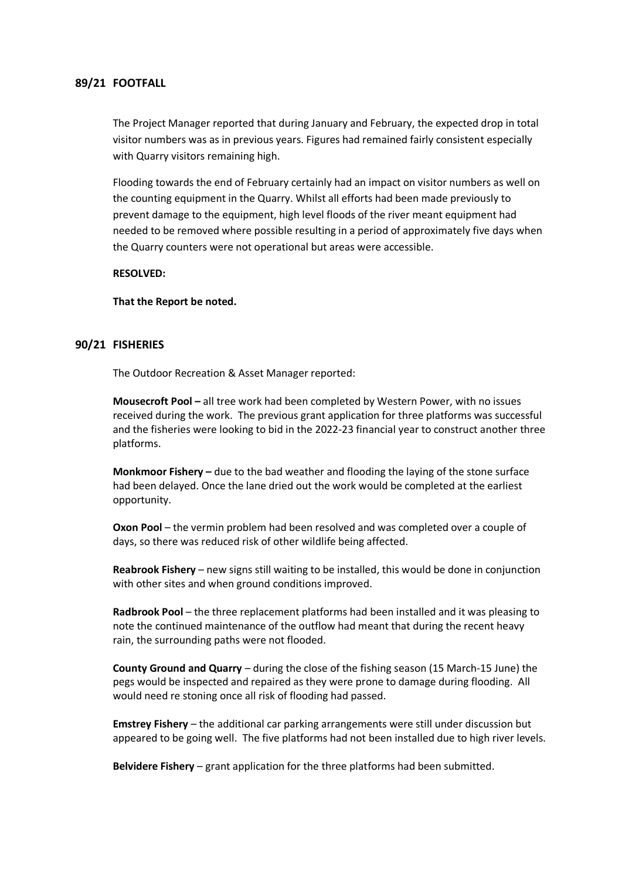## 89/21 FOOTFALL

The Project Manager reported that during January and February, the expected drop in total visitor numbers was as in previous years. Figures had remained fairly consistent especially with Quarry visitors remaining high.

Flooding towards the end of February certainly had an impact on visitor numbers as well on the counting equipment in the Quarry. Whilst all efforts had been made previously to prevent damage to the equipment, high level floods of the river meant equipment had needed to be removed where possible resulting in a period of approximately five days when the Quarry counters were not operational but areas were accessible.

**RESOLVED:**

**That the Report be noted.**

## 90/21 FISHERIES

The Outdoor Recreation & Asset Manager reported:

**Mousecroft Pool –** all tree work had been completed by Western Power, with no issues received during the work. The previous grant application for three platforms was successful and the fisheries were looking to bid in the 2022-23 financial year to construct another three platforms.

**Monkmoor Fishery –** due to the bad weather and flooding the laying of the stone surface had been delayed. Once the lane dried out the work would be completed at the earliest opportunity.

**Oxon Pool** – the vermin problem had been resolved and was completed over a couple of days, so there was reduced risk of other wildlife being affected.

**Reabrook Fishery** – new signs still waiting to be installed, this would be done in conjunction with other sites and when ground conditions improved.

**Radbrook Pool** – the three replacement platforms had been installed and it was pleasing to note the continued maintenance of the outflow had meant that during the recent heavy rain, the surrounding paths were not flooded.

**County Ground and Quarry** – during the close of the fishing season (15 March-15 June) the pegs would be inspected and repaired as they were prone to damage during flooding. All would need re stoning once all risk of flooding had passed.

**Emstrey Fishery** – the additional car parking arrangements were still under discussion but appeared to be going well. The five platforms had not been installed due to high river levels.

**Belvidere Fishery** – grant application for the three platforms had been submitted.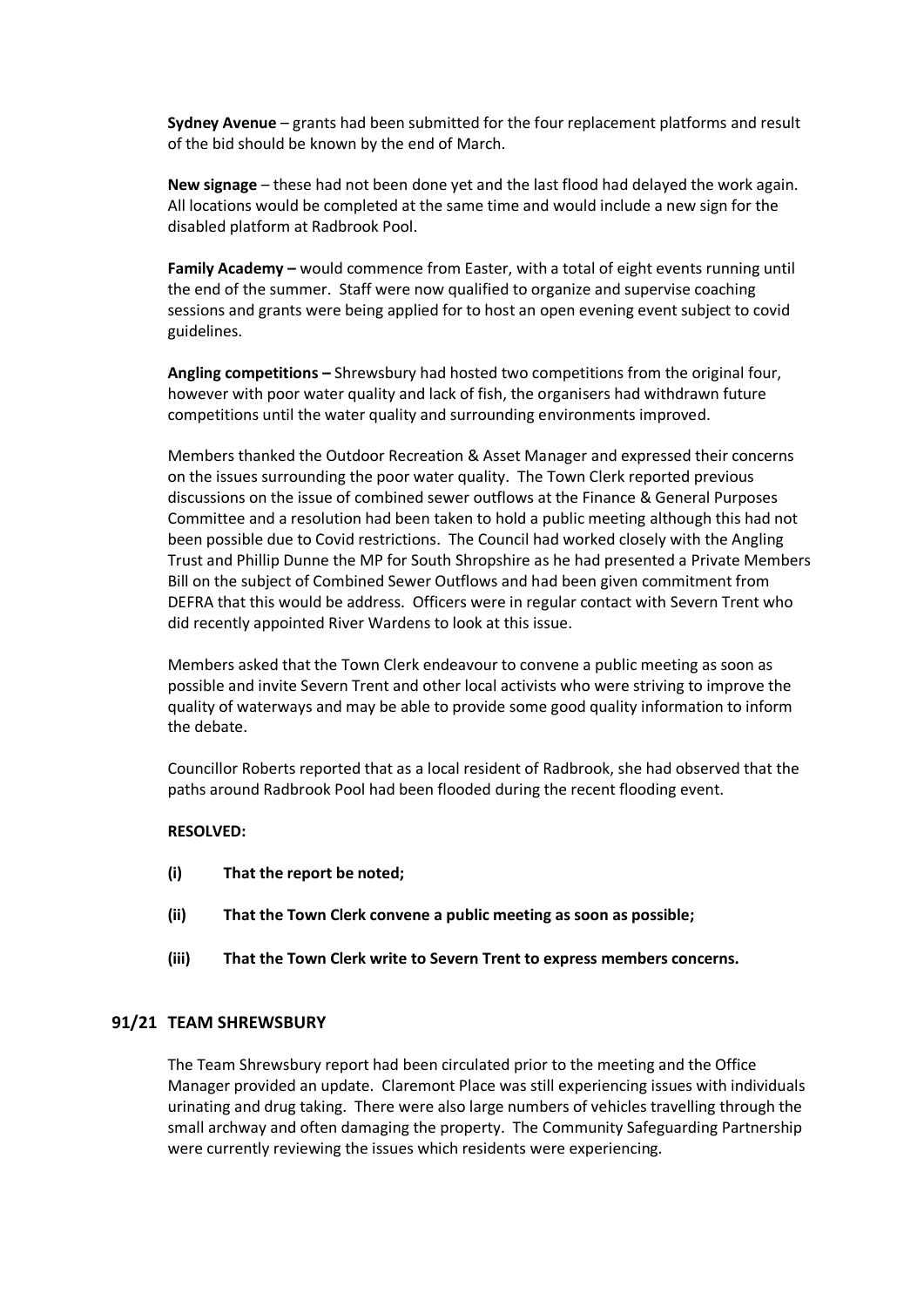**Sydney Avenue** – grants had been submitted for the four replacement platforms and result of the bid should be known by the end of March.

**New signage** – these had not been done yet and the last flood had delayed the work again. All locations would be completed at the same time and would include a new sign for the disabled platform at Radbrook Pool.

**Family Academy –** would commence from Easter, with a total of eight events running until the end of the summer. Staff were now qualified to organize and supervise coaching sessions and grants were being applied for to host an open evening event subject to covid guidelines.

**Angling competitions –** Shrewsbury had hosted two competitions from the original four, however with poor water quality and lack of fish, the organisers had withdrawn future competitions until the water quality and surrounding environments improved.

Members thanked the Outdoor Recreation & Asset Manager and expressed their concerns on the issues surrounding the poor water quality. The Town Clerk reported previous discussions on the issue of combined sewer outflows at the Finance & General Purposes Committee and a resolution had been taken to hold a public meeting although this had not been possible due to Covid restrictions. The Council had worked closely with the Angling Trust and Phillip Dunne the MP for South Shropshire as he had presented a Private Members Bill on the subject of Combined Sewer Outflows and had been given commitment from DEFRA that this would be address. Officers were in regular contact with Severn Trent who did recently appointed River Wardens to look at this issue.

Members asked that the Town Clerk endeavour to convene a public meeting as soon as possible and invite Severn Trent and other local activists who were striving to improve the quality of waterways and may be able to provide some good quality information to inform the debate.

Councillor Roberts reported that as a local resident of Radbrook, she had observed that the paths around Radbrook Pool had been flooded during the recent flooding event.

**RESOLVED:**

**(i) That the report be noted;**

**(ii) That the Town Clerk convene a public meeting as soon as possible;**

**(iii) That the Town Clerk write to Severn Trent to express members concerns.**

## 91/21 TEAM SHREWSBURY

The Team Shrewsbury report had been circulated prior to the meeting and the Office Manager provided an update. Claremont Place was still experiencing issues with individuals urinating and drug taking. There were also large numbers of vehicles travelling through the small archway and often damaging the property. The Community Safeguarding Partnership were currently reviewing the issues which residents were experiencing.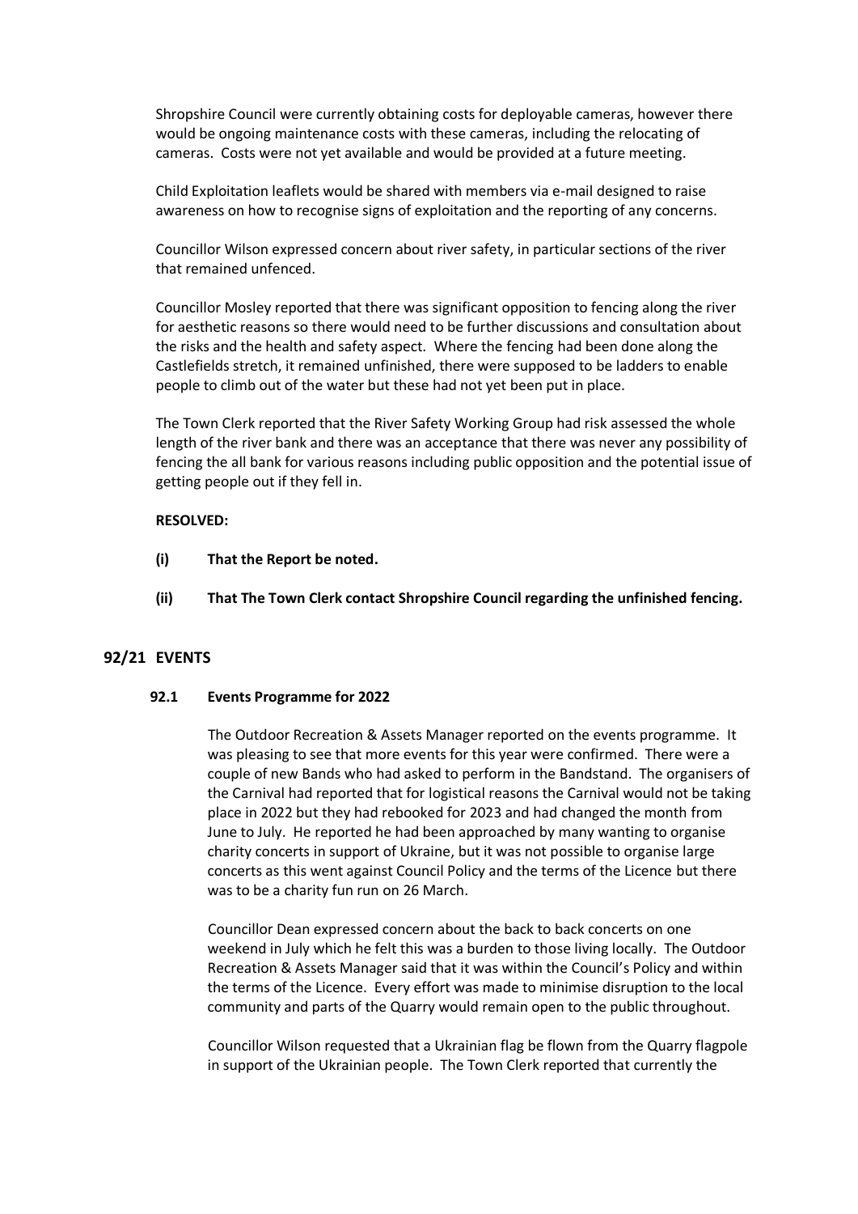Shropshire Council were currently obtaining costs for deployable cameras, however there would be ongoing maintenance costs with these cameras, including the relocating of cameras. Costs were not yet available and would be provided at a future meeting.

Child Exploitation leaflets would be shared with members via e-mail designed to raise awareness on how to recognise signs of exploitation and the reporting of any concerns.

Councillor Wilson expressed concern about river safety, in particular sections of the river that remained unfenced.

Councillor Mosley reported that there was significant opposition to fencing along the river for aesthetic reasons so there would need to be further discussions and consultation about the risks and the health and safety aspect. Where the fencing had been done along the Castlefields stretch, it remained unfinished, there were supposed to be ladders to enable people to climb out of the water but these had not yet been put in place.

The Town Clerk reported that the River Safety Working Group had risk assessed the whole length of the river bank and there was an acceptance that there was never any possibility of fencing the all bank for various reasons including public opposition and the potential issue of getting people out if they fell in.

**RESOLVED:**

**(i) That the Report be noted.**

**(ii) That The Town Clerk contact Shropshire Council regarding the unfinished fencing.**

## 92/21 EVENTS

### 92.1 Events Programme for 2022

The Outdoor Recreation & Assets Manager reported on the events programme. It was pleasing to see that more events for this year were confirmed. There were a couple of new Bands who had asked to perform in the Bandstand. The organisers of the Carnival had reported that for logistical reasons the Carnival would not be taking place in 2022 but they had rebooked for 2023 and had changed the month from June to July. He reported he had been approached by many wanting to organise charity concerts in support of Ukraine, but it was not possible to organise large concerts as this went against Council Policy and the terms of the Licence but there was to be a charity fun run on 26 March.

Councillor Dean expressed concern about the back to back concerts on one weekend in July which he felt this was a burden to those living locally. The Outdoor Recreation & Assets Manager said that it was within the Council's Policy and within the terms of the Licence. Every effort was made to minimise disruption to the local community and parts of the Quarry would remain open to the public throughout.

Councillor Wilson requested that a Ukrainian flag be flown from the Quarry flagpole in support of the Ukrainian people. The Town Clerk reported that currently the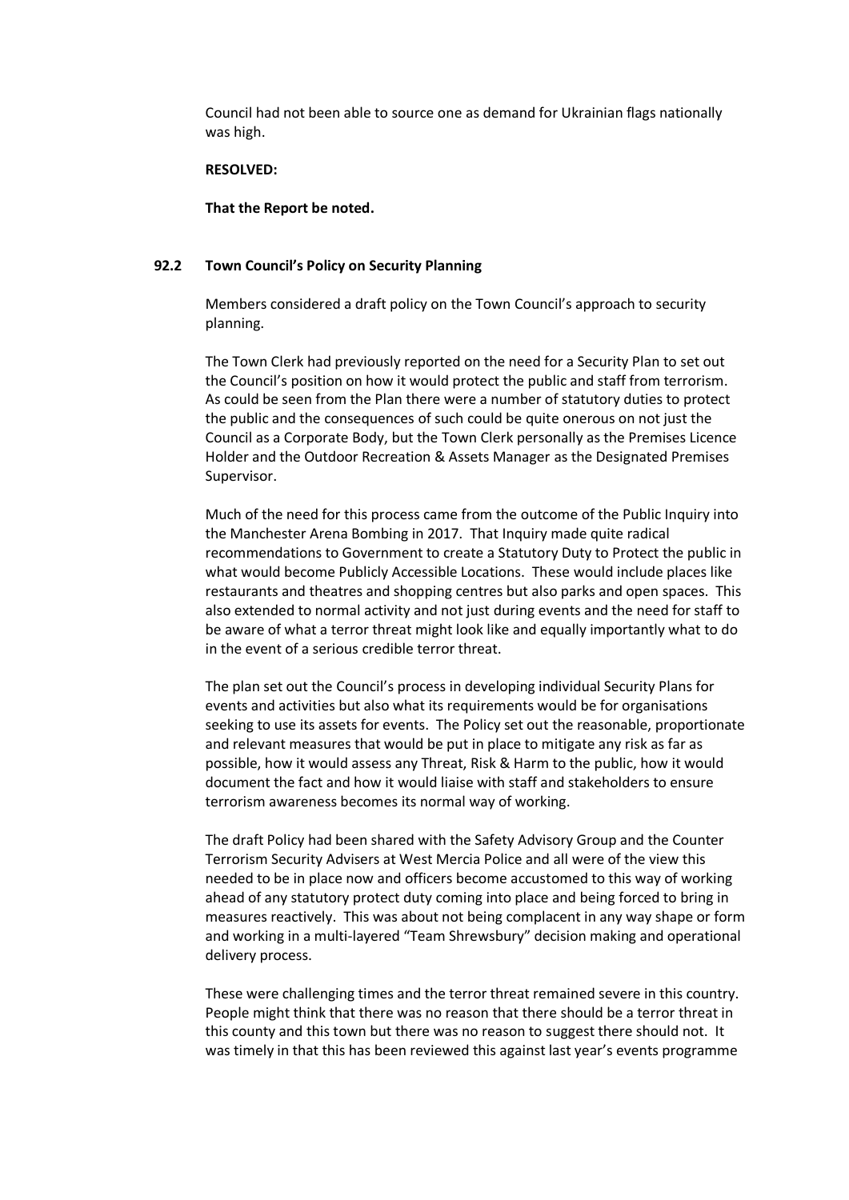Council had not been able to source one as demand for Ukrainian flags nationally was high.

**RESOLVED:**

**That the Report be noted.**

### 92.2 Town Council's Policy on Security Planning

Members considered a draft policy on the Town Council's approach to security planning.

The Town Clerk had previously reported on the need for a Security Plan to set out the Council's position on how it would protect the public and staff from terrorism. As could be seen from the Plan there were a number of statutory duties to protect the public and the consequences of such could be quite onerous on not just the Council as a Corporate Body, but the Town Clerk personally as the Premises Licence Holder and the Outdoor Recreation & Assets Manager as the Designated Premises Supervisor.

Much of the need for this process came from the outcome of the Public Inquiry into the Manchester Arena Bombing in 2017. That Inquiry made quite radical recommendations to Government to create a Statutory Duty to Protect the public in what would become Publicly Accessible Locations. These would include places like restaurants and theatres and shopping centres but also parks and open spaces. This also extended to normal activity and not just during events and the need for staff to be aware of what a terror threat might look like and equally importantly what to do in the event of a serious credible terror threat.

The plan set out the Council's process in developing individual Security Plans for events and activities but also what its requirements would be for organisations seeking to use its assets for events. The Policy set out the reasonable, proportionate and relevant measures that would be put in place to mitigate any risk as far as possible, how it would assess any Threat, Risk & Harm to the public, how it would document the fact and how it would liaise with staff and stakeholders to ensure terrorism awareness becomes its normal way of working.

The draft Policy had been shared with the Safety Advisory Group and the Counter Terrorism Security Advisers at West Mercia Police and all were of the view this needed to be in place now and officers become accustomed to this way of working ahead of any statutory protect duty coming into place and being forced to bring in measures reactively. This was about not being complacent in any way shape or form and working in a multi-layered "Team Shrewsbury" decision making and operational delivery process.

These were challenging times and the terror threat remained severe in this country. People might think that there was no reason that there should be a terror threat in this county and this town but there was no reason to suggest there should not. It was timely in that this has been reviewed this against last year's events programme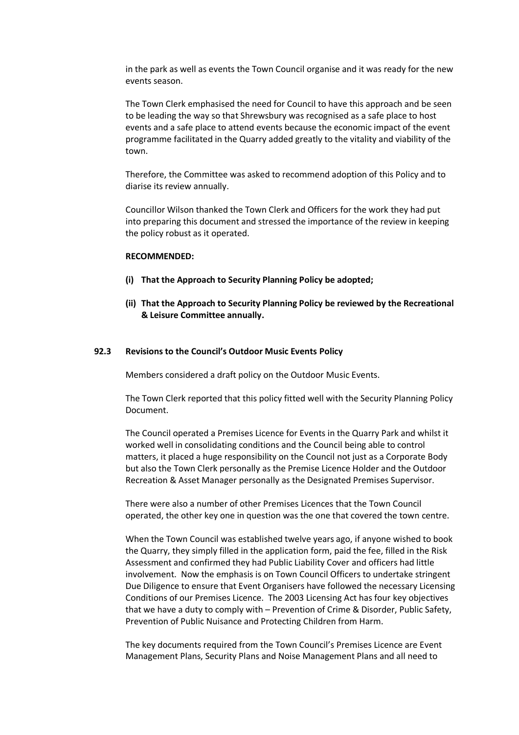in the park as well as events the Town Council organise and it was ready for the new events season.

The Town Clerk emphasised the need for Council to have this approach and be seen to be leading the way so that Shrewsbury was recognised as a safe place to host events and a safe place to attend events because the economic impact of the event programme facilitated in the Quarry added greatly to the vitality and viability of the town.

Therefore, the Committee was asked to recommend adoption of this Policy and to diarise its review annually.

Councillor Wilson thanked the Town Clerk and Officers for the work they had put into preparing this document and stressed the importance of the review in keeping the policy robust as it operated.

**RECOMMENDED:**

- **(i) That the Approach to Security Planning Policy be adopted;**
- **(ii) That the Approach to Security Planning Policy be reviewed by the Recreational & Leisure Committee annually.**

### 92.3 Revisions to the Council's Outdoor Music Events Policy

Members considered a draft policy on the Outdoor Music Events.

The Town Clerk reported that this policy fitted well with the Security Planning Policy Document.

The Council operated a Premises Licence for Events in the Quarry Park and whilst it worked well in consolidating conditions and the Council being able to control matters, it placed a huge responsibility on the Council not just as a Corporate Body but also the Town Clerk personally as the Premise Licence Holder and the Outdoor Recreation & Asset Manager personally as the Designated Premises Supervisor.

There were also a number of other Premises Licences that the Town Council operated, the other key one in question was the one that covered the town centre.

When the Town Council was established twelve years ago, if anyone wished to book the Quarry, they simply filled in the application form, paid the fee, filled in the Risk Assessment and confirmed they had Public Liability Cover and officers had little involvement. Now the emphasis is on Town Council Officers to undertake stringent Due Diligence to ensure that Event Organisers have followed the necessary Licensing Conditions of our Premises Licence. The 2003 Licensing Act has four key objectives that we have a duty to comply with – Prevention of Crime & Disorder, Public Safety, Prevention of Public Nuisance and Protecting Children from Harm.

The key documents required from the Town Council's Premises Licence are Event Management Plans, Security Plans and Noise Management Plans and all need to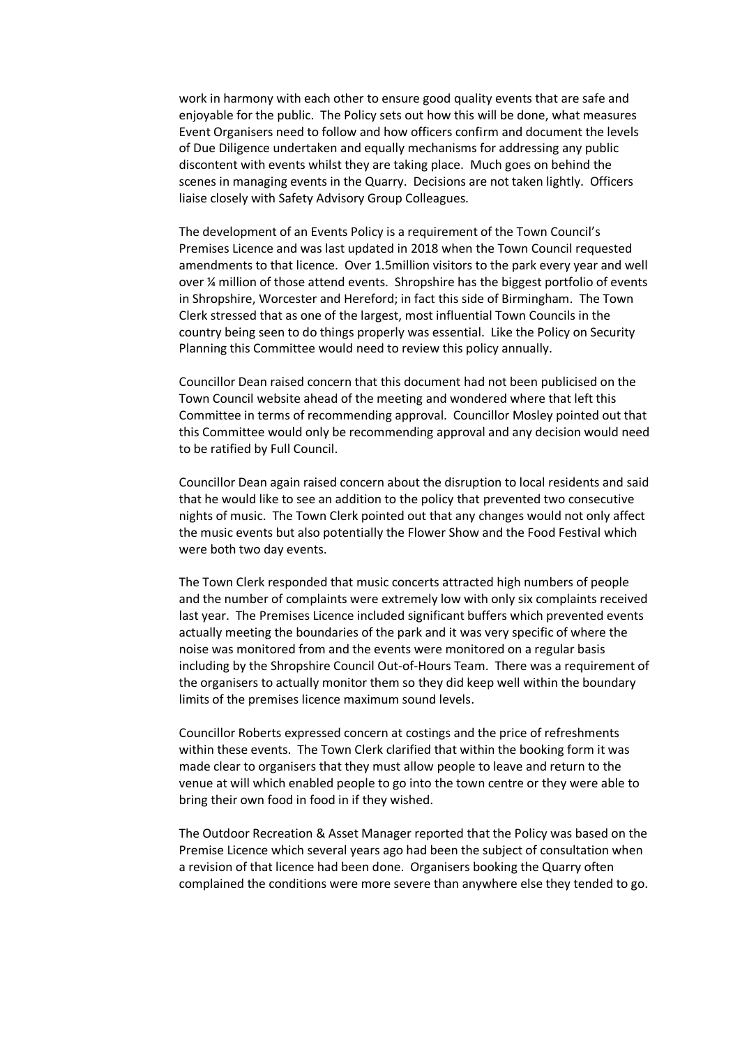work in harmony with each other to ensure good quality events that are safe and enjoyable for the public. The Policy sets out how this will be done, what measures Event Organisers need to follow and how officers confirm and document the levels of Due Diligence undertaken and equally mechanisms for addressing any public discontent with events whilst they are taking place. Much goes on behind the scenes in managing events in the Quarry. Decisions are not taken lightly. Officers liaise closely with Safety Advisory Group Colleagues.

The development of an Events Policy is a requirement of the Town Council's Premises Licence and was last updated in 2018 when the Town Council requested amendments to that licence. Over 1.5million visitors to the park every year and well over ¼ million of those attend events. Shropshire has the biggest portfolio of events in Shropshire, Worcester and Hereford; in fact this side of Birmingham. The Town Clerk stressed that as one of the largest, most influential Town Councils in the country being seen to do things properly was essential. Like the Policy on Security Planning this Committee would need to review this policy annually.

Councillor Dean raised concern that this document had not been publicised on the Town Council website ahead of the meeting and wondered where that left this Committee in terms of recommending approval. Councillor Mosley pointed out that this Committee would only be recommending approval and any decision would need to be ratified by Full Council.

Councillor Dean again raised concern about the disruption to local residents and said that he would like to see an addition to the policy that prevented two consecutive nights of music. The Town Clerk pointed out that any changes would not only affect the music events but also potentially the Flower Show and the Food Festival which were both two day events.

The Town Clerk responded that music concerts attracted high numbers of people and the number of complaints were extremely low with only six complaints received last year. The Premises Licence included significant buffers which prevented events actually meeting the boundaries of the park and it was very specific of where the noise was monitored from and the events were monitored on a regular basis including by the Shropshire Council Out-of-Hours Team. There was a requirement of the organisers to actually monitor them so they did keep well within the boundary limits of the premises licence maximum sound levels.

Councillor Roberts expressed concern at costings and the price of refreshments within these events. The Town Clerk clarified that within the booking form it was made clear to organisers that they must allow people to leave and return to the venue at will which enabled people to go into the town centre or they were able to bring their own food in food in if they wished.

The Outdoor Recreation & Asset Manager reported that the Policy was based on the Premise Licence which several years ago had been the subject of consultation when a revision of that licence had been done. Organisers booking the Quarry often complained the conditions were more severe than anywhere else they tended to go.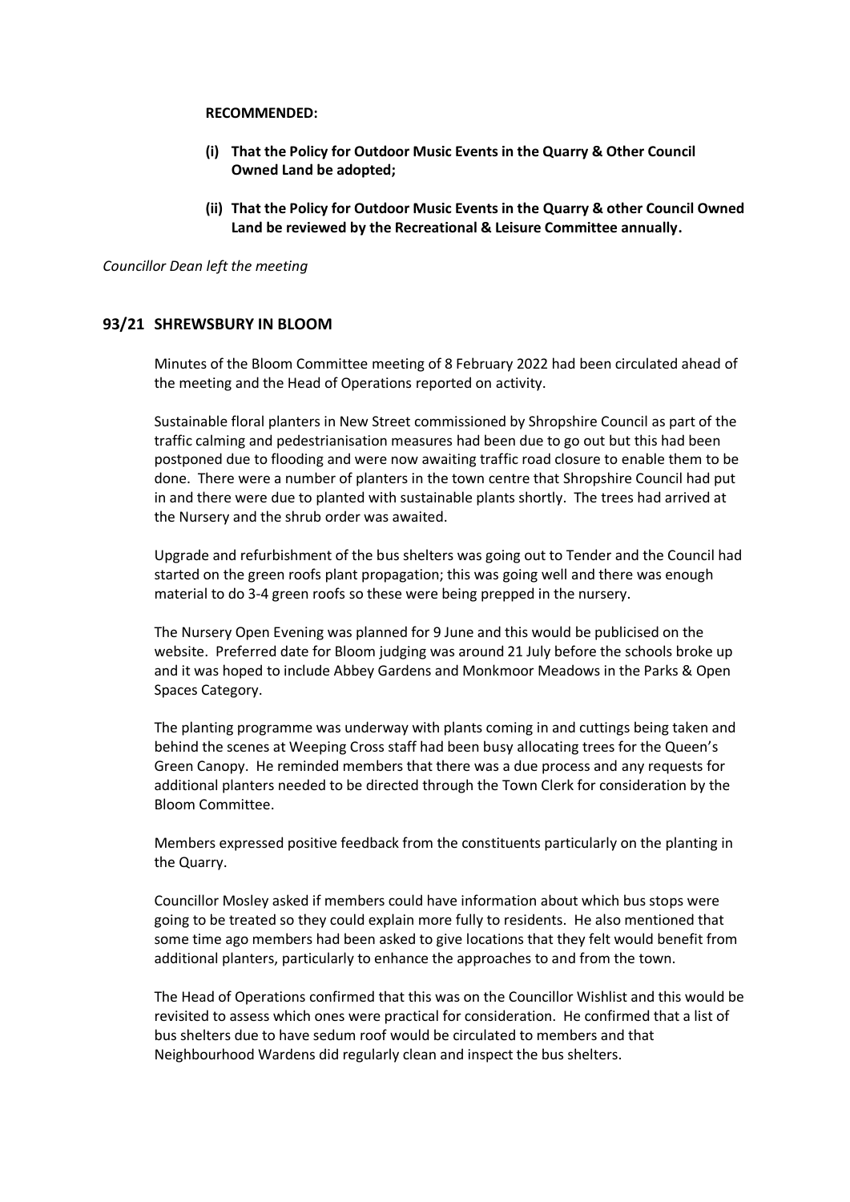**RECOMMENDED:**

**(i) That the Policy for Outdoor Music Events in the Quarry & Other Council Owned Land be adopted;**

**(ii) That the Policy for Outdoor Music Events in the Quarry & other Council Owned Land be reviewed by the Recreational & Leisure Committee annually.**

*Councillor Dean left the meeting*

## 93/21 SHREWSBURY IN BLOOM

Minutes of the Bloom Committee meeting of 8 February 2022 had been circulated ahead of the meeting and the Head of Operations reported on activity.

Sustainable floral planters in New Street commissioned by Shropshire Council as part of the traffic calming and pedestrianisation measures had been due to go out but this had been postponed due to flooding and were now awaiting traffic road closure to enable them to be done. There were a number of planters in the town centre that Shropshire Council had put in and there were due to planted with sustainable plants shortly. The trees had arrived at the Nursery and the shrub order was awaited.

Upgrade and refurbishment of the bus shelters was going out to Tender and the Council had started on the green roofs plant propagation; this was going well and there was enough material to do 3-4 green roofs so these were being prepped in the nursery.

The Nursery Open Evening was planned for 9 June and this would be publicised on the website. Preferred date for Bloom judging was around 21 July before the schools broke up and it was hoped to include Abbey Gardens and Monkmoor Meadows in the Parks & Open Spaces Category.

The planting programme was underway with plants coming in and cuttings being taken and behind the scenes at Weeping Cross staff had been busy allocating trees for the Queen's Green Canopy. He reminded members that there was a due process and any requests for additional planters needed to be directed through the Town Clerk for consideration by the Bloom Committee.

Members expressed positive feedback from the constituents particularly on the planting in the Quarry.

Councillor Mosley asked if members could have information about which bus stops were going to be treated so they could explain more fully to residents. He also mentioned that some time ago members had been asked to give locations that they felt would benefit from additional planters, particularly to enhance the approaches to and from the town.

The Head of Operations confirmed that this was on the Councillor Wishlist and this would be revisited to assess which ones were practical for consideration. He confirmed that a list of bus shelters due to have sedum roof would be circulated to members and that Neighbourhood Wardens did regularly clean and inspect the bus shelters.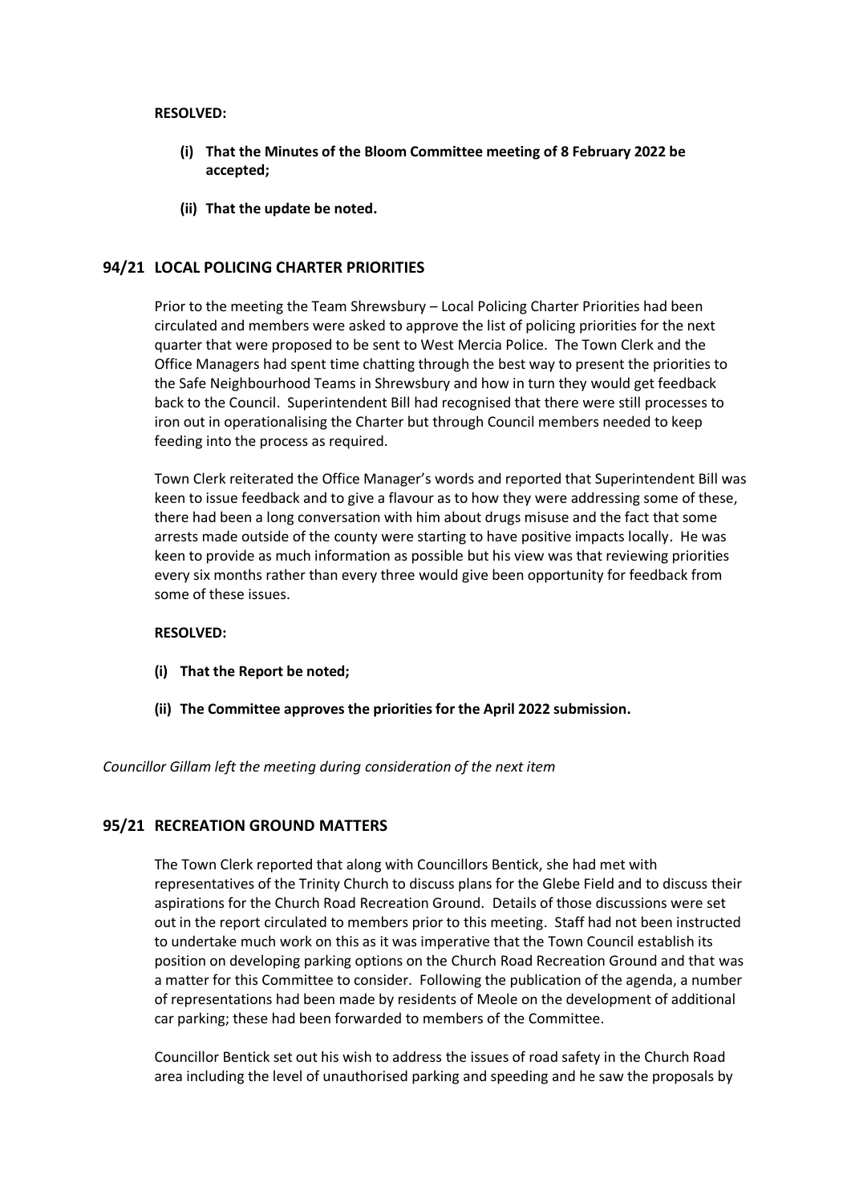**RESOLVED:**

- **(i) That the Minutes of the Bloom Committee meeting of 8 February 2022 be accepted;**
- **(ii) That the update be noted.**

## 94/21 LOCAL POLICING CHARTER PRIORITIES

Prior to the meeting the Team Shrewsbury – Local Policing Charter Priorities had been circulated and members were asked to approve the list of policing priorities for the next quarter that were proposed to be sent to West Mercia Police. The Town Clerk and the Office Managers had spent time chatting through the best way to present the priorities to the Safe Neighbourhood Teams in Shrewsbury and how in turn they would get feedback back to the Council. Superintendent Bill had recognised that there were still processes to iron out in operationalising the Charter but through Council members needed to keep feeding into the process as required.

Town Clerk reiterated the Office Manager's words and reported that Superintendent Bill was keen to issue feedback and to give a flavour as to how they were addressing some of these, there had been a long conversation with him about drugs misuse and the fact that some arrests made outside of the county were starting to have positive impacts locally. He was keen to provide as much information as possible but his view was that reviewing priorities every six months rather than every three would give been opportunity for feedback from some of these issues.

**RESOLVED:**

- **(i) That the Report be noted;**
- **(ii) The Committee approves the priorities for the April 2022 submission.**

*Councillor Gillam left the meeting during consideration of the next item*

## 95/21 RECREATION GROUND MATTERS

The Town Clerk reported that along with Councillors Bentick, she had met with representatives of the Trinity Church to discuss plans for the Glebe Field and to discuss their aspirations for the Church Road Recreation Ground. Details of those discussions were set out in the report circulated to members prior to this meeting. Staff had not been instructed to undertake much work on this as it was imperative that the Town Council establish its position on developing parking options on the Church Road Recreation Ground and that was a matter for this Committee to consider. Following the publication of the agenda, a number of representations had been made by residents of Meole on the development of additional car parking; these had been forwarded to members of the Committee.

Councillor Bentick set out his wish to address the issues of road safety in the Church Road area including the level of unauthorised parking and speeding and he saw the proposals by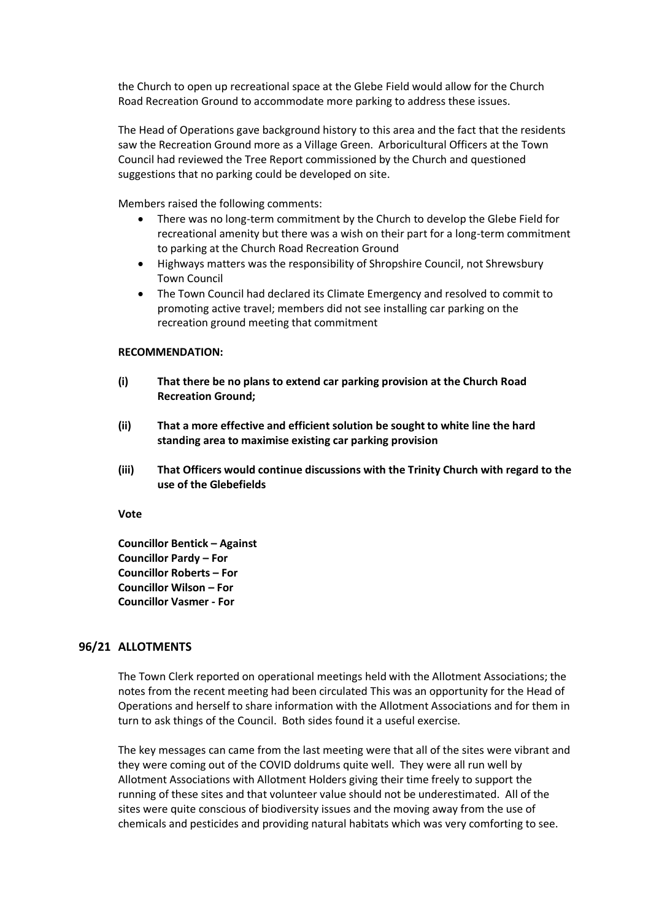the Church to open up recreational space at the Glebe Field would allow for the Church Road Recreation Ground to accommodate more parking to address these issues.

The Head of Operations gave background history to this area and the fact that the residents saw the Recreation Ground more as a Village Green. Arboricultural Officers at the Town Council had reviewed the Tree Report commissioned by the Church and questioned suggestions that no parking could be developed on site.

Members raised the following comments:

- There was no long-term commitment by the Church to develop the Glebe Field for recreational amenity but there was a wish on their part for a long-term commitment to parking at the Church Road Recreation Ground
- Highways matters was the responsibility of Shropshire Council, not Shrewsbury Town Council
- The Town Council had declared its Climate Emergency and resolved to commit to promoting active travel; members did not see installing car parking on the recreation ground meeting that commitment

**RECOMMENDATION:**

**(i) That there be no plans to extend car parking provision at the Church Road Recreation Ground;**

**(ii) That a more effective and efficient solution be sought to white line the hard standing area to maximise existing car parking provision**

**(iii) That Officers would continue discussions with the Trinity Church with regard to the use of the Glebefields**

**Vote**

**Councillor Bentick – Against**
**Councillor Pardy – For**
**Councillor Roberts – For**
**Councillor Wilson – For**
**Councillor Vasmer - For**

## 96/21 ALLOTMENTS

The Town Clerk reported on operational meetings held with the Allotment Associations; the notes from the recent meeting had been circulated This was an opportunity for the Head of Operations and herself to share information with the Allotment Associations and for them in turn to ask things of the Council. Both sides found it a useful exercise.

The key messages can came from the last meeting were that all of the sites were vibrant and they were coming out of the COVID doldrums quite well. They were all run well by Allotment Associations with Allotment Holders giving their time freely to support the running of these sites and that volunteer value should not be underestimated. All of the sites were quite conscious of biodiversity issues and the moving away from the use of chemicals and pesticides and providing natural habitats which was very comforting to see.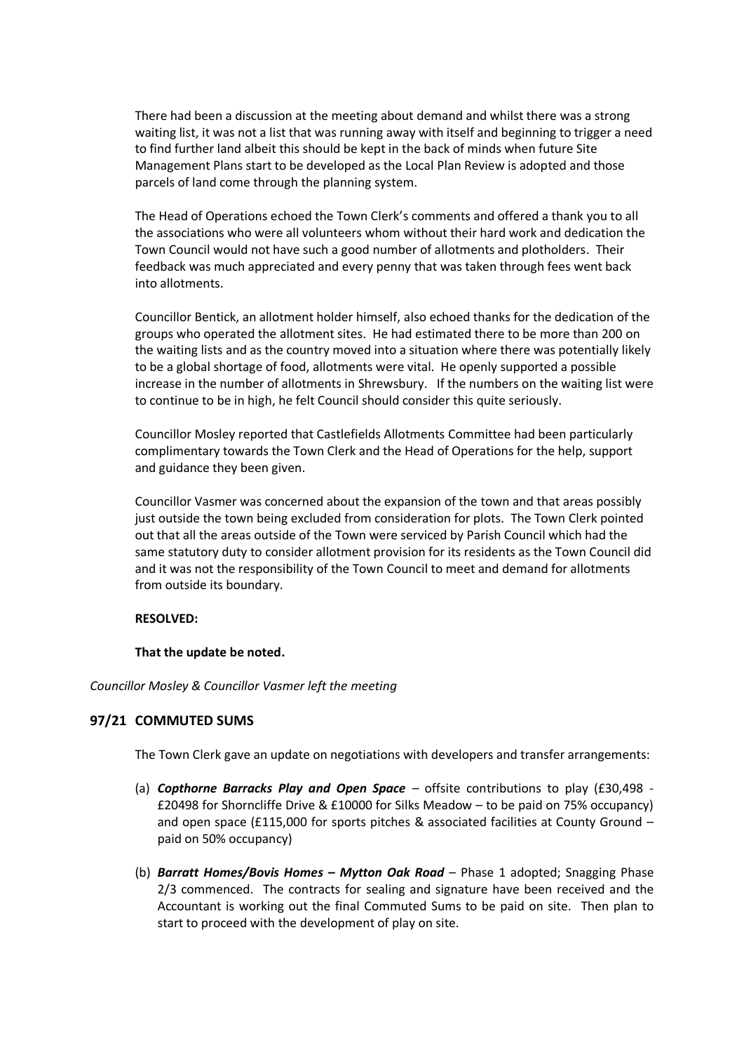There had been a discussion at the meeting about demand and whilst there was a strong waiting list, it was not a list that was running away with itself and beginning to trigger a need to find further land albeit this should be kept in the back of minds when future Site Management Plans start to be developed as the Local Plan Review is adopted and those parcels of land come through the planning system.

The Head of Operations echoed the Town Clerk's comments and offered a thank you to all the associations who were all volunteers whom without their hard work and dedication the Town Council would not have such a good number of allotments and plotholders. Their feedback was much appreciated and every penny that was taken through fees went back into allotments.

Councillor Bentick, an allotment holder himself, also echoed thanks for the dedication of the groups who operated the allotment sites. He had estimated there to be more than 200 on the waiting lists and as the country moved into a situation where there was potentially likely to be a global shortage of food, allotments were vital. He openly supported a possible increase in the number of allotments in Shrewsbury. If the numbers on the waiting list were to continue to be in high, he felt Council should consider this quite seriously.

Councillor Mosley reported that Castlefields Allotments Committee had been particularly complimentary towards the Town Clerk and the Head of Operations for the help, support and guidance they been given.

Councillor Vasmer was concerned about the expansion of the town and that areas possibly just outside the town being excluded from consideration for plots. The Town Clerk pointed out that all the areas outside of the Town were serviced by Parish Council which had the same statutory duty to consider allotment provision for its residents as the Town Council did and it was not the responsibility of the Town Council to meet and demand for allotments from outside its boundary.

**RESOLVED:**

**That the update be noted.**

*Councillor Mosley & Councillor Vasmer left the meeting*

## 97/21 COMMUTED SUMS

The Town Clerk gave an update on negotiations with developers and transfer arrangements:

(a) ***Copthorne Barracks Play and Open Space*** – offsite contributions to play (£30,498 - £20498 for Shorncliffe Drive & £10000 for Silks Meadow – to be paid on 75% occupancy) and open space (£115,000 for sports pitches & associated facilities at County Ground – paid on 50% occupancy)

(b) ***Barratt Homes/Bovis Homes – Mytton Oak Road*** – Phase 1 adopted; Snagging Phase 2/3 commenced. The contracts for sealing and signature have been received and the Accountant is working out the final Commuted Sums to be paid on site. Then plan to start to proceed with the development of play on site.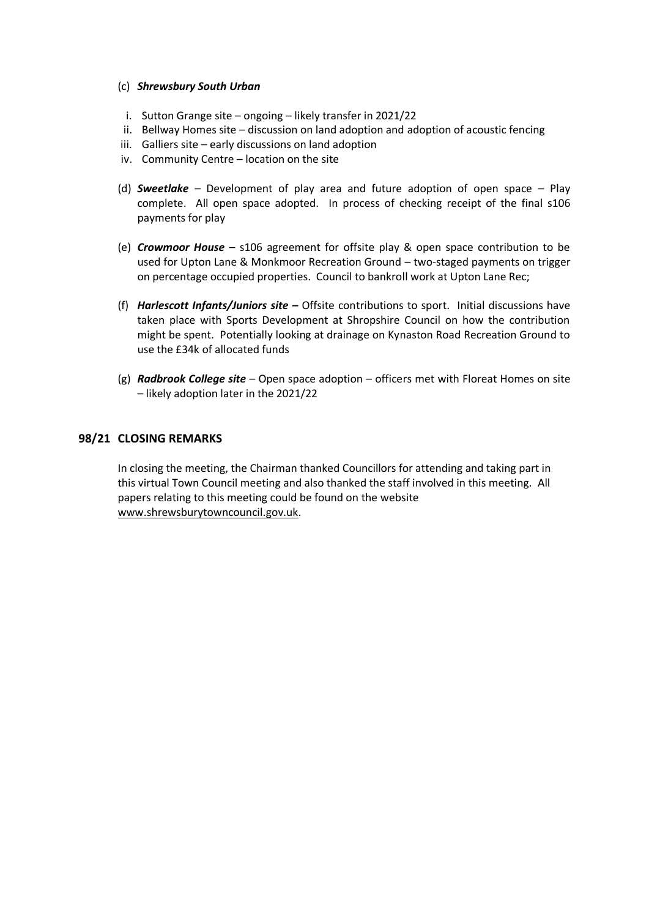(c) ***Shrewsbury South Urban***

   i. Sutton Grange site – ongoing – likely transfer in 2021/22
   ii. Bellway Homes site – discussion on land adoption and adoption of acoustic fencing
   iii. Galliers site – early discussions on land adoption
   iv. Community Centre – location on the site

(d) ***Sweetlake*** – Development of play area and future adoption of open space – Play complete. All open space adopted. In process of checking receipt of the final s106 payments for play

(e) ***Crowmoor House*** – s106 agreement for offsite play & open space contribution to be used for Upton Lane & Monkmoor Recreation Ground – two-staged payments on trigger on percentage occupied properties. Council to bankroll work at Upton Lane Rec;

(f) ***Harlescott Infants/Juniors site –*** Offsite contributions to sport. Initial discussions have taken place with Sports Development at Shropshire Council on how the contribution might be spent. Potentially looking at drainage on Kynaston Road Recreation Ground to use the £34k of allocated funds

(g) ***Radbrook College site*** – Open space adoption – officers met with Floreat Homes on site – likely adoption later in the 2021/22

## 98/21 CLOSING REMARKS

In closing the meeting, the Chairman thanked Councillors for attending and taking part in this virtual Town Council meeting and also thanked the staff involved in this meeting. All papers relating to this meeting could be found on the website www.shrewsburytowncouncil.gov.uk.